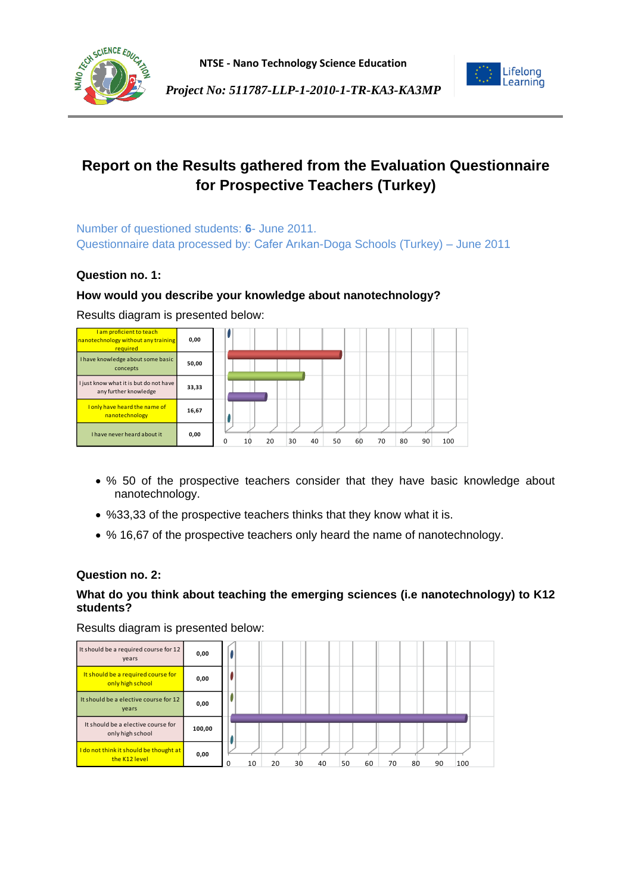NTSE - Nano Technology Science Education

*Project No: 511787-LLP-1-2010-1-TR-KA3-KA3MP*

# Report on the Results gathered from the Evaluation Questionnaire for Prospective Teachers (Turkey)

Number of questioned students: **6**- June 2011.
Questionnaire data processed by: Cafer Arıkan-Doga Schools (Turkey) – June 2011

### Question no. 1:

### How would you describe your knowledge about nanotechnology?

Results diagram is presented below:

| Answer | % |
|---|---|
| I am proficient to teach nanotechnology without any training required | 0,00 |
| I have knowledge about some basic concepts | 50,00 |
| I just know what it is but do not have any further knowledge | 33,33 |
| I only have heard the name of nanotechnology | 16,67 |
| I have never heard about it | 0,00 |

- % 50 of the prospective teachers consider that they have basic knowledge about nanotechnology.
- %33,33 of the prospective teachers thinks that they know what it is.
- % 16,67 of the prospective teachers only heard the name of nanotechnology.

### Question no. 2:

### What do you think about teaching the emerging sciences (i.e nanotechnology) to K12 students?

Results diagram is presented below:

| Answer | % |
|---|---|
| It should be a required course for 12 years | 0,00 |
| It should be a required course for only high school | 0,00 |
| It should be a elective course for 12 years | 0,00 |
| It should be a elective course for only high school | 100,00 |
| I do not think it should be thought at the K12 level | 0,00 |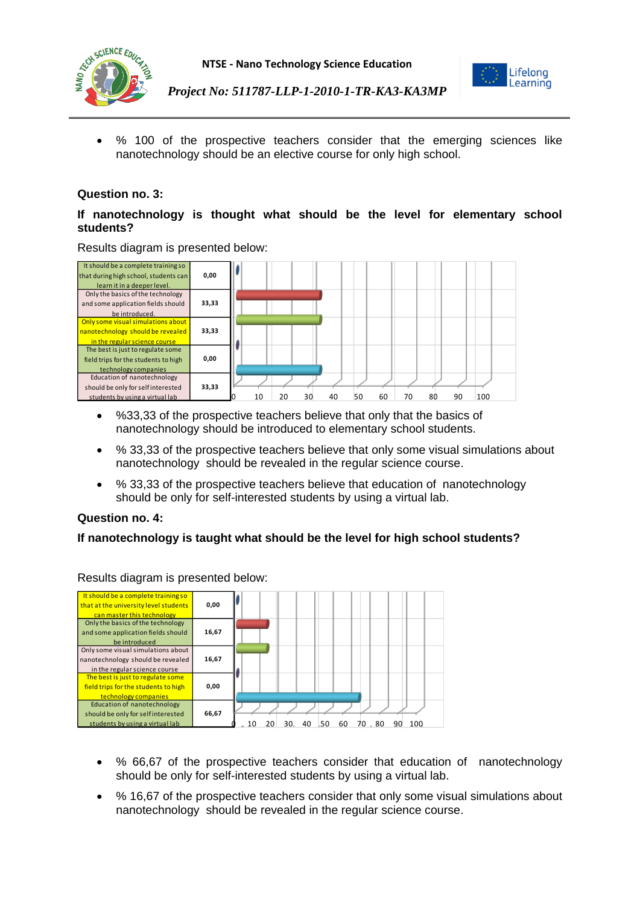- % 100 of the prospective teachers consider that the emerging sciences like nanotechnology should be an elective course for only high school.

**Question no. 3:**

**If nanotechnology is thought what should be the level for elementary school students?**

Results diagram is presented below:

It should be a complete training so that during high school, students can learn it in a deeper level.
0,00
Only the basics of the technology and some application fields should be introduced.
33,33
Only some visual simulations about nanotechnology should be revealed in the regular science course
33,33
The best is just to regulate some field trips for the students to high technology companies
0,00
Education of nanotechnology should be only for self interested students by using a virtual lab
33,33

0 10 20 30 40 50 60 70 80 90 100

- %33,33 of the prospective teachers believe that only that the basics of nanotechnology should be introduced to elementary school students.
- % 33,33 of the prospective teachers believe that only some visual simulations about nanotechnology should be revealed in the regular science course.
- % 33,33 of the prospective teachers believe that education of nanotechnology should be only for self-interested students by using a virtual lab.

**Question no. 4:**

**If nanotechnology is taught what should be the level for high school students?**

Results diagram is presented below:

It should be a complete training so that at the university level students can master this technology
0,00
Only the basics of the technology and some application fields should be introduced
16,67
Only some visual simulations about nanotechnology should be revealed in the regular science course
16,67
The best is just to regulate some field trips for the students to high technology companies
0,00
Education of nanotechnology should be only for self interested students by using a virtual lab
66,67

0 10 20 30 40 50 60 70 80 90 100

- % 66,67 of the prospective teachers consider that education of nanotechnology should be only for self-interested students by using a virtual lab.
- % 16,67 of the prospective teachers consider that only some visual simulations about nanotechnology should be revealed in the regular science course.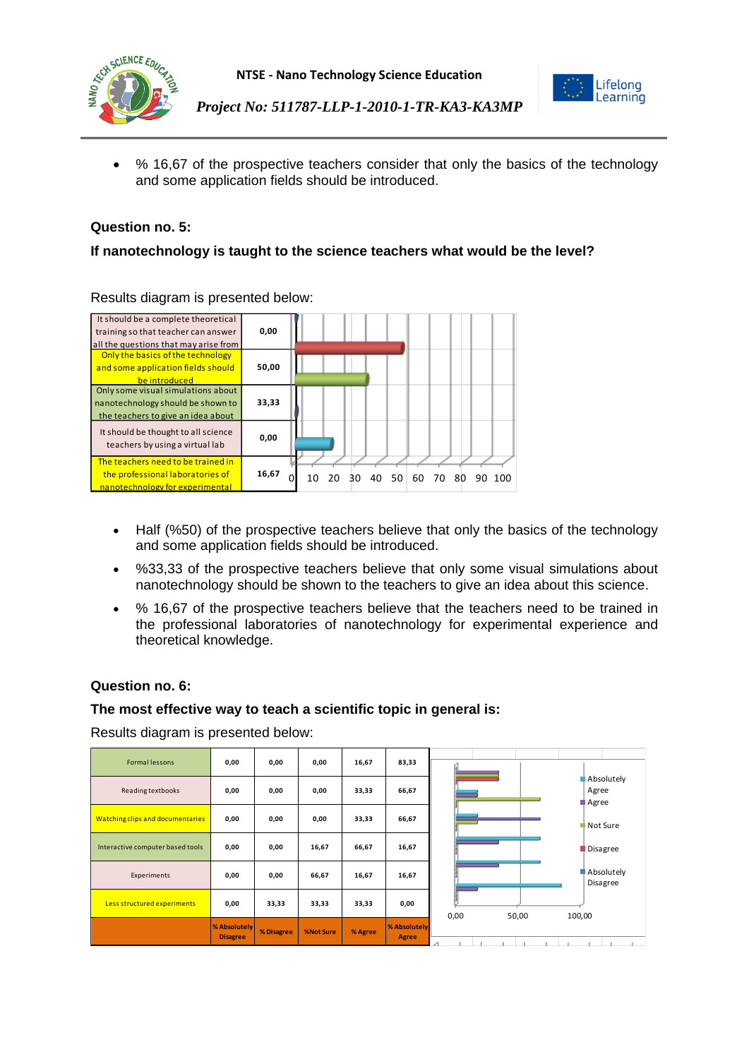- % 16,67 of the prospective teachers consider that only the basics of the technology and some application fields should be introduced.

**Question no. 5:**

**If nanotechnology is taught to the science teachers what would be the level?**

Results diagram is presented below:

| | |
|---|---|
| It should be a complete theoretical training so that teacher can answer all the questions that may arise from | 0,00 |
| Only the basics of the technology and some application fields should be introduced | 50,00 |
| Only some visual simulations about nanotechnology should be shown to the teachers to give an idea about | 33,33 |
| It should be thought to all science teachers by using a virtual lab | 0,00 |
| The teachers need to be trained in the professional laboratories of nanotechnology for experimental | 16,67 |

0 10 20 30 40 50 60 70 80 90 100

- Half (%50) of the prospective teachers believe that only the basics of the technology and some application fields should be introduced.
- %33,33 of the prospective teachers believe that only some visual simulations about nanotechnology should be shown to the teachers to give an idea about this science.
- % 16,67 of the prospective teachers believe that the teachers need to be trained in the professional laboratories of nanotechnology for experimental experience and theoretical knowledge.

**Question no. 6:**

**The most effective way to teach a scientific topic in general is:**

Results diagram is presented below:

| | % Absolutely Disagree | % Disagree | %Not Sure | % Agree | % Absolutely Agree |
|---|---|---|---|---|---|
| Formal lessons | 0,00 | 0,00 | 0,00 | 16,67 | 83,33 |
| Reading textbooks | 0,00 | 0,00 | 0,00 | 33,33 | 66,67 |
| Watching clips and documentaries | 0,00 | 0,00 | 0,00 | 33,33 | 66,67 |
| Interactive computer based tools | 0,00 | 0,00 | 16,67 | 66,67 | 16,67 |
| Experiments | 0,00 | 0,00 | 66,67 | 16,67 | 16,67 |
| Less structured experiments | 0,00 | 33,33 | 33,33 | 33,33 | 0,00 |

Absolutely Agree
Agree
Not Sure
Disagree
Absolutely Disagree

0,00 50,00 100,00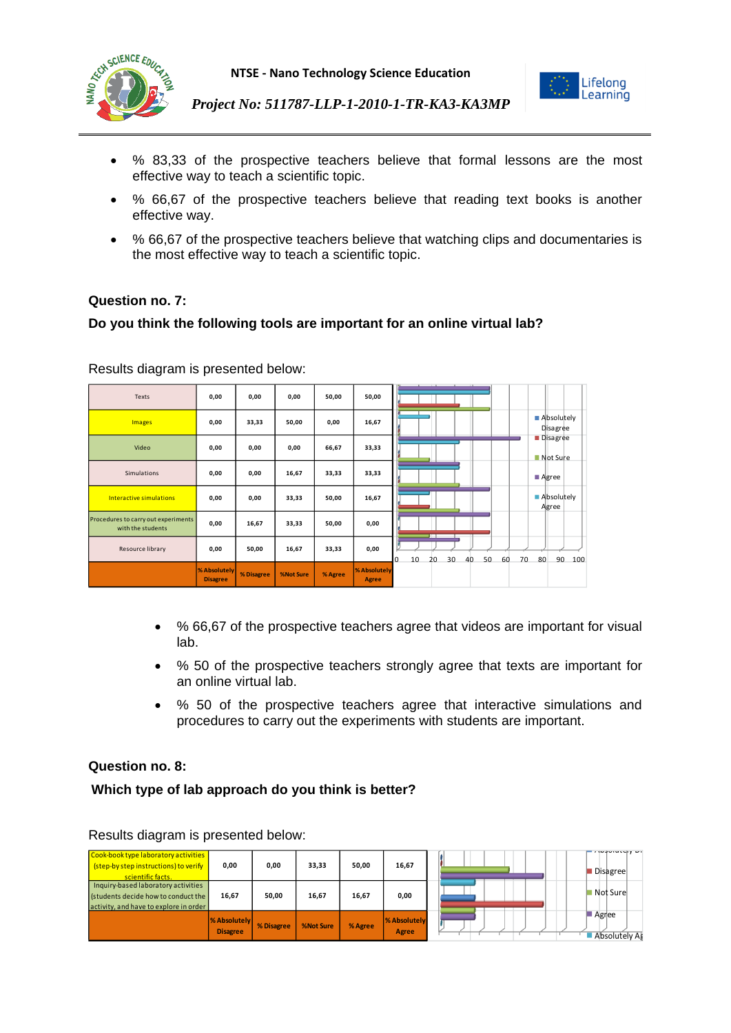- % 83,33 of the prospective teachers believe that formal lessons are the most effective way to teach a scientific topic.
- % 66,67 of the prospective teachers believe that reading text books is another effective way.
- % 66,67 of the prospective teachers believe that watching clips and documentaries is the most effective way to teach a scientific topic.

**Question no. 7:**

**Do you think the following tools are important for an online virtual lab?**

Results diagram is presented below:

| | % Absolutely Disagree | % Disagree | %Not Sure | % Agree | % Absolutely Agree |
|---|---|---|---|---|---|
| Texts | 0,00 | 0,00 | 0,00 | 50,00 | 50,00 |
| Images | 0,00 | 33,33 | 50,00 | 0,00 | 16,67 |
| Video | 0,00 | 0,00 | 0,00 | 66,67 | 33,33 |
| Simulations | 0,00 | 0,00 | 16,67 | 33,33 | 33,33 |
| Interactive simulations | 0,00 | 0,00 | 33,33 | 50,00 | 16,67 |
| Procedures to carry out experiments with the students | 0,00 | 16,67 | 33,33 | 50,00 | 0,00 |
| Resource library | 0,00 | 50,00 | 16,67 | 33,33 | 0,00 |

0 10 20 30 40 50 60 70 80 90 100

Absolutely Disagree
Disagree
Not Sure
Agree
Absolutely Agree

- % 66,67 of the prospective teachers agree that videos are important for visual lab.
- % 50 of the prospective teachers strongly agree that texts are important for an online virtual lab.
- % 50 of the prospective teachers agree that interactive simulations and procedures to carry out the experiments with students are important.

**Question no. 8:**

**Which type of lab approach do you think is better?**

Results diagram is presented below:

| | % Absolutely Disagree | % Disagree | %Not Sure | % Agree | % Absolutely Agree |
|---|---|---|---|---|---|
| Cook-book type laboratory activities (step-by step instructions) to verify scientific facts. | 0,00 | 0,00 | 33,33 | 50,00 | 16,67 |
| Inquiry-based laboratory activities (students decide how to conduct the activity, and have to explore in order | 16,67 | 50,00 | 16,67 | 16,67 | 0,00 |

Absolutely Di
Disagree
Not Sure
Agree
Absolutely Ag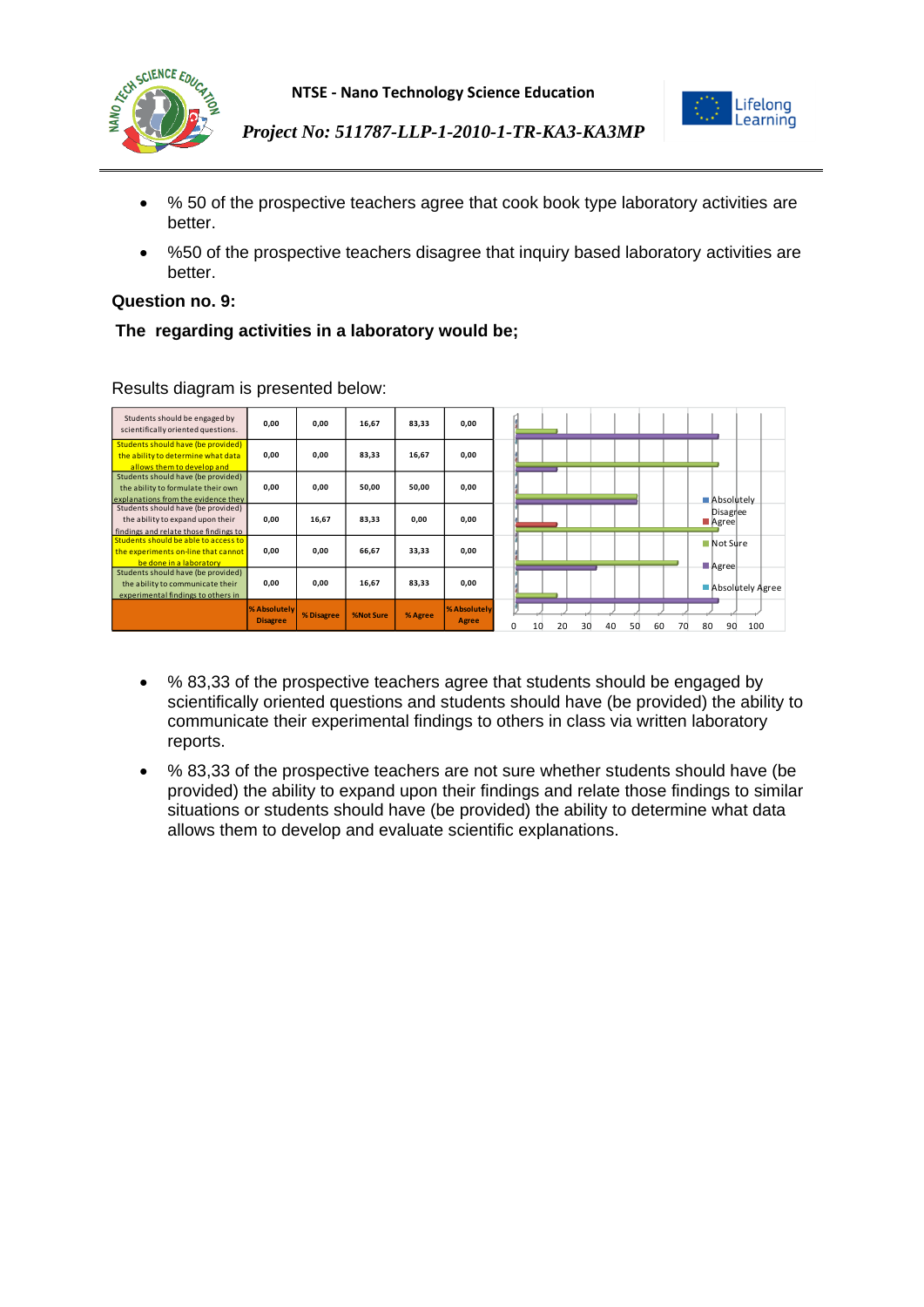- % 50 of the prospective teachers agree that cook book type laboratory activities are better.
- %50 of the prospective teachers disagree that inquiry based laboratory activities are better.

**Question no. 9:**

**The regarding activities in a laboratory would be;**

Results diagram is presented below:

| | % Absolutely Disagree | % Disagree | %Not Sure | % Agree | % Absolutely Agree |
|---|---|---|---|---|---|
| Students should be engaged by scientifically oriented questions. | 0,00 | 0,00 | 16,67 | 83,33 | 0,00 |
| Students should have (be provided) the ability to determine what data allows them to develop and | 0,00 | 0,00 | 83,33 | 16,67 | 0,00 |
| Students should have (be provided) the ability to formulate their own explanations from the evidence they | 0,00 | 0,00 | 50,00 | 50,00 | 0,00 |
| Students should have (be provided) the ability to expand upon their findings and relate those findings to | 0,00 | 16,67 | 83,33 | 0,00 | 0,00 |
| Students should be able to access to the experiments on-line that cannot be done in a laboratory | 0,00 | 0,00 | 66,67 | 33,33 | 0,00 |
| Students should have (be provided) the ability to communicate their experimental findings to others in | 0,00 | 0,00 | 16,67 | 83,33 | 0,00 |

Absolutely Disagree
Agree
Not Sure
Agree
Absolutely Agree

0 10 20 30 40 50 60 70 80 90 100

- % 83,33 of the prospective teachers agree that students should be engaged by scientifically oriented questions and students should have (be provided) the ability to communicate their experimental findings to others in class via written laboratory reports.
- % 83,33 of the prospective teachers are not sure whether students should have (be provided) the ability to expand upon their findings and relate those findings to similar situations or students should have (be provided) the ability to determine what data allows them to develop and evaluate scientific explanations.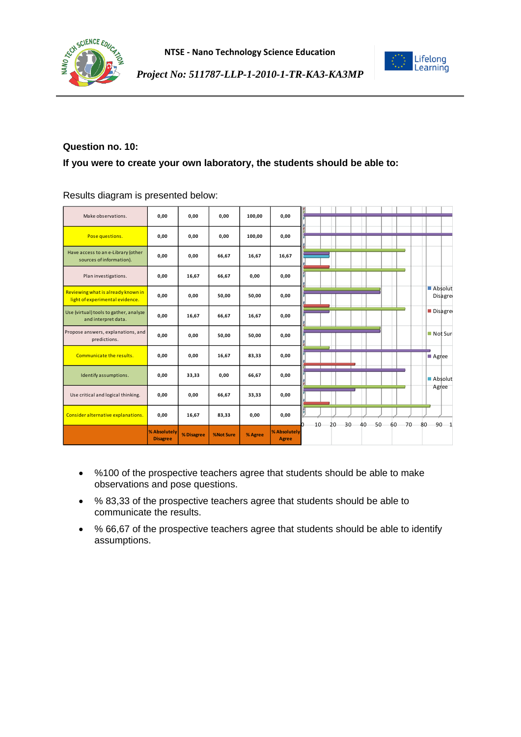**Question no. 10:**

**If you were to create your own laboratory, the students should be able to:**

Results diagram is presented below:

| | | | | | |
|---|---|---|---|---|---|
| Make observations. | 0,00 | 0,00 | 0,00 | 100,00 | 0,00 |
| Pose questions. | 0,00 | 0,00 | 0,00 | 100,00 | 0,00 |
| Have access to an e-Library (other sources of information). | 0,00 | 0,00 | 66,67 | 16,67 | 16,67 |
| Plan investigations. | 0,00 | 16,67 | 66,67 | 0,00 | 0,00 |
| Reviewing what is already known in light of experimental evidence. | 0,00 | 0,00 | 50,00 | 50,00 | 0,00 |
| Use (virtual) tools to gather, analyze and interpret data. | 0,00 | 16,67 | 66,67 | 16,67 | 0,00 |
| Propose answers, explanations, and predictions. | 0,00 | 0,00 | 50,00 | 50,00 | 0,00 |
| Communicate the results. | 0,00 | 0,00 | 16,67 | 83,33 | 0,00 |
| Identify assumptions. | 0,00 | 33,33 | 0,00 | 66,67 | 0,00 |
| Use critical and logical thinking. | 0,00 | 0,00 | 66,67 | 33,33 | 0,00 |
| Consider alternative explanations. | 0,00 | 16,67 | 83,33 | 0,00 | 0,00 |
| | % Absolutely Disagree | % Disagree | %Not Sure | % Agree | % Absolutely Agree |

0 10 20 30 40 50 60 70 80 90 1

Absolut Disagre

Disagre

Not Sur

Agree

Absolut Agree

- %100 of the prospective teachers agree that students should be able to make observations and pose questions.
- % 83,33 of the prospective teachers agree that students should be able to communicate the results.
- % 66,67 of the prospective teachers agree that students should be able to identify assumptions.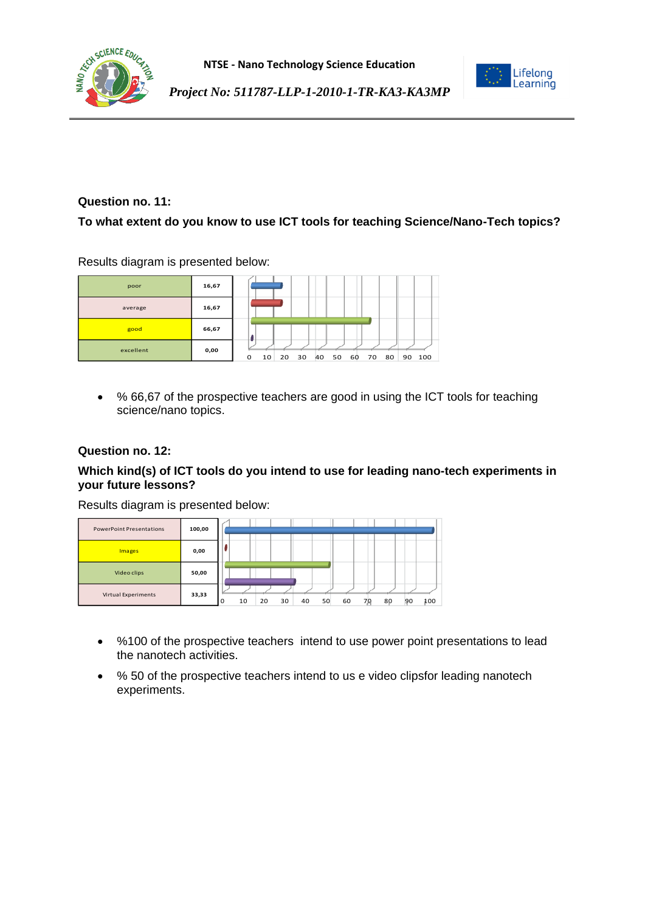**Question no. 11:**

**To what extent do you know to use ICT tools for teaching Science/Nano-Tech topics?**

Results diagram is presented below:

| | |
|---|---|
| poor | 16,67 |
| average | 16,67 |
| good | 66,67 |
| excellent | 0,00 |

0 10 20 30 40 50 60 70 80 90 100

- % 66,67 of the prospective teachers are good in using the ICT tools for teaching science/nano topics.

**Question no. 12:**

**Which kind(s) of ICT tools do you intend to use for leading nano-tech experiments in your future lessons?**

Results diagram is presented below:

| | |
|---|---|
| PowerPoint Presentations | 100,00 |
| Images | 0,00 |
| Video clips | 50,00 |
| Virtual Experiments | 33,33 |

0 10 20 30 40 50 60 70 80 90 100

- %100 of the prospective teachers  intend to use power point presentations to lead the nanotech activities.
- % 50 of the prospective teachers intend to us e video clipsfor leading nanotech experiments.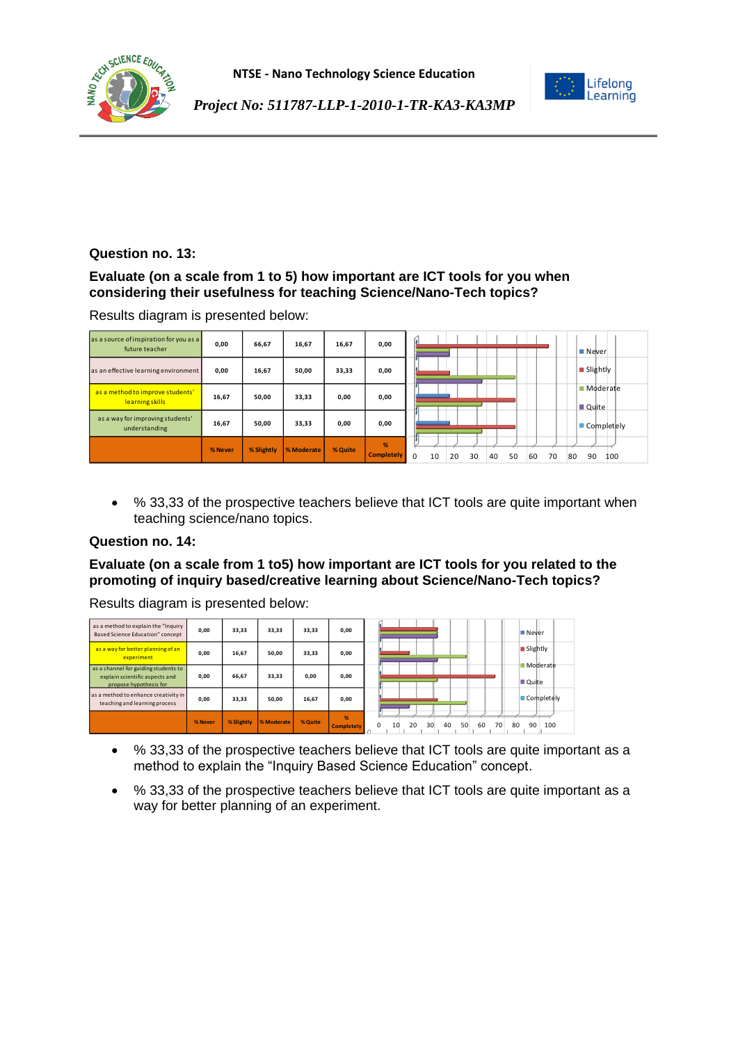### Question no. 13:

### Evaluate (on a scale from 1 to 5) how important are ICT tools for you when considering their usefulness for teaching Science/Nano-Tech topics?

Results diagram is presented below:

| | % Never | % Slightly | % Moderate | % Quite | % Completely |
|---|---|---|---|---|---|
| as a source of inspiration for you as a future teacher | 0,00 | 66,67 | 16,67 | 16,67 | 0,00 |
| as an effective learning environment | 0,00 | 16,67 | 50,00 | 33,33 | 0,00 |
| as a method to improve students' learning skills | 16,67 | 50,00 | 33,33 | 0,00 | 0,00 |
| as a way for improving students' understanding | 16,67 | 50,00 | 33,33 | 0,00 | 0,00 |

Never
Slightly
Moderate
Quite
Completely

0 10 20 30 40 50 60 70 80 90 100

- % 33,33 of the prospective teachers believe that ICT tools are quite important when teaching science/nano topics.

### Question no. 14:

### Evaluate (on a scale from 1 to5) how important are ICT tools for you related to the promoting of inquiry based/creative learning about Science/Nano-Tech topics?

Results diagram is presented below:

| | % Never | % Slightly | % Moderate | % Quite | % Completely |
|---|---|---|---|---|---|
| as a method to explain the "Inquiry Based Science Education" concept | 0,00 | 33,33 | 33,33 | 33,33 | 0,00 |
| as a way for better planning of an experiment | 0,00 | 16,67 | 50,00 | 33,33 | 0,00 |
| as a channel for guiding students to explain scientific aspects and propose hypothesis for | 0,00 | 66,67 | 33,33 | 0,00 | 0,00 |
| as a method to enhance creativity in teaching and learning process | 0,00 | 33,33 | 50,00 | 16,67 | 0,00 |

Never
Slightly
Moderate
Quite
Completely

0 10 20 30 40 50 60 70 80 90 100

- % 33,33 of the prospective teachers believe that ICT tools are quite important as a method to explain the "Inquiry Based Science Education" concept.
- % 33,33 of the prospective teachers believe that ICT tools are quite important as a way for better planning of an experiment.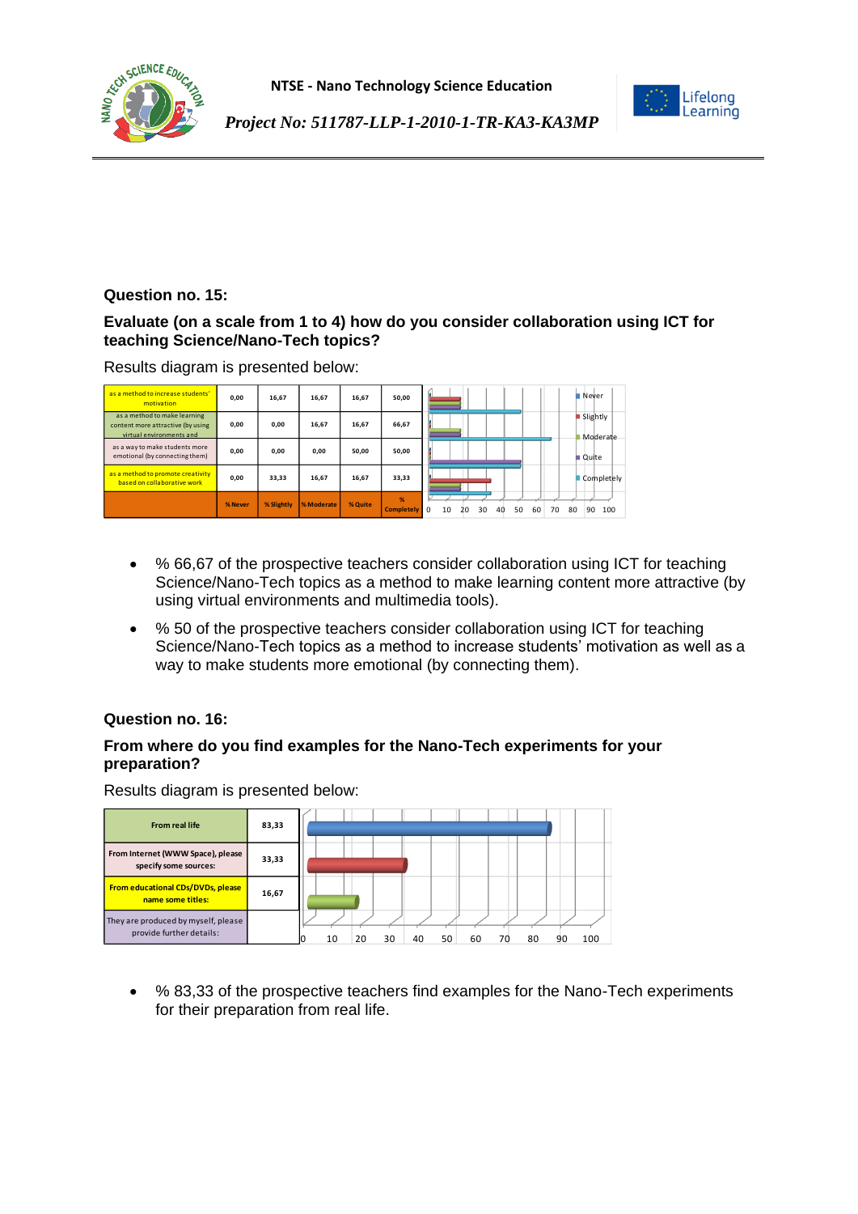### Question no. 15:

**Evaluate (on a scale from 1 to 4) how do you consider collaboration using ICT for teaching Science/Nano-Tech topics?**

Results diagram is presented below:

| | % Never | % Slightly | % Moderate | % Quite | % Completely |
|---|---|---|---|---|---|
| as a method to increase students' motivation | 0,00 | 16,67 | 16,67 | 16,67 | 50,00 |
| as a method to make learning content more attractive (by using virtual environments and | 0,00 | 0,00 | 16,67 | 16,67 | 66,67 |
| as a way to make students more emotional (by connecting them) | 0,00 | 0,00 | 0,00 | 50,00 | 50,00 |
| as a method to promote creativity based on collaborative work | 0,00 | 33,33 | 16,67 | 16,67 | 33,33 |

Never
Slightly
Moderate
Quite
Completely

0 10 20 30 40 50 60 70 80 90 100

- % 66,67 of the prospective teachers consider collaboration using ICT for teaching Science/Nano-Tech topics as a method to make learning content more attractive (by using virtual environments and multimedia tools).
- % 50 of the prospective teachers consider collaboration using ICT for teaching Science/Nano-Tech topics as a method to increase students' motivation as well as a way to make students more emotional (by connecting them).

### Question no. 16:

**From where do you find examples for the Nano-Tech experiments for your preparation?**

Results diagram is presented below:

| | |
|---|---|
| From real life | 83,33 |
| From Internet (WWW Space), please specify some sources: | 33,33 |
| From educational CDs/DVDs, please name some titles: | 16,67 |
| They are produced by myself, please provide further details: | |

0 10 20 30 40 50 60 70 80 90 100

- % 83,33 of the prospective teachers find examples for the Nano-Tech experiments for their preparation from real life.